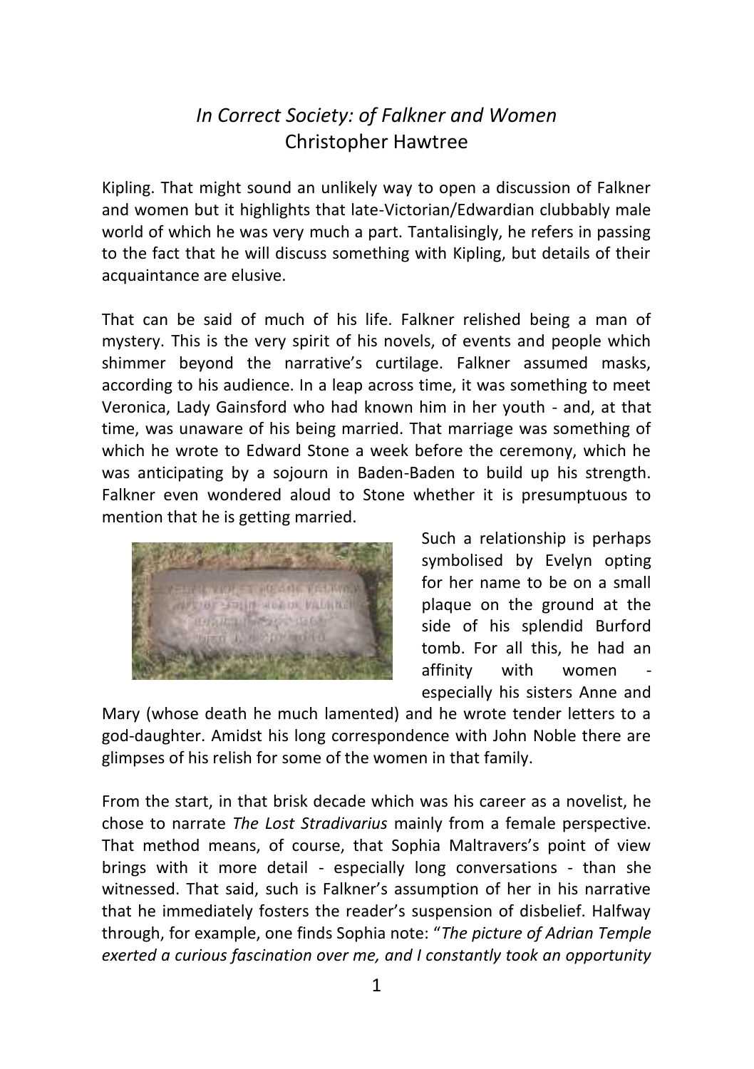# *In Correct Society: of Falkner and Women*

Christopher Hawtree

Kipling. That might sound an unlikely way to open a discussion of Falkner and women but it highlights that late-Victorian/Edwardian clubbably male world of which he was very much a part. Tantalisingly, he refers in passing to the fact that he will discuss something with Kipling, but details of their acquaintance are elusive.

That can be said of much of his life. Falkner relished being a man of mystery. This is the very spirit of his novels, of events and people which shimmer beyond the narrative's curtilage. Falkner assumed masks, according to his audience. In a leap across time, it was something to meet Veronica, Lady Gainsford who had known him in her youth - and, at that time, was unaware of his being married. That marriage was something of which he wrote to Edward Stone a week before the ceremony, which he was anticipating by a sojourn in Baden-Baden to build up his strength. Falkner even wondered aloud to Stone whether it is presumptuous to mention that he is getting married.

Such a relationship is perhaps symbolised by Evelyn opting for her name to be on a small plaque on the ground at the side of his splendid Burford tomb. For all this, he had an affinity with women - especially his sisters Anne and Mary (whose death he much lamented) and he wrote tender letters to a god-daughter. Amidst his long correspondence with John Noble there are glimpses of his relish for some of the women in that family.

From the start, in that brisk decade which was his career as a novelist, he chose to narrate *The Lost Stradivarius* mainly from a female perspective. That method means, of course, that Sophia Maltravers's point of view brings with it more detail - especially long conversations - than she witnessed. That said, such is Falkner's assumption of her in his narrative that he immediately fosters the reader's suspension of disbelief. Halfway through, for example, one finds Sophia note: "*The picture of Adrian Temple exerted a curious fascination over me, and I constantly took an opportunity*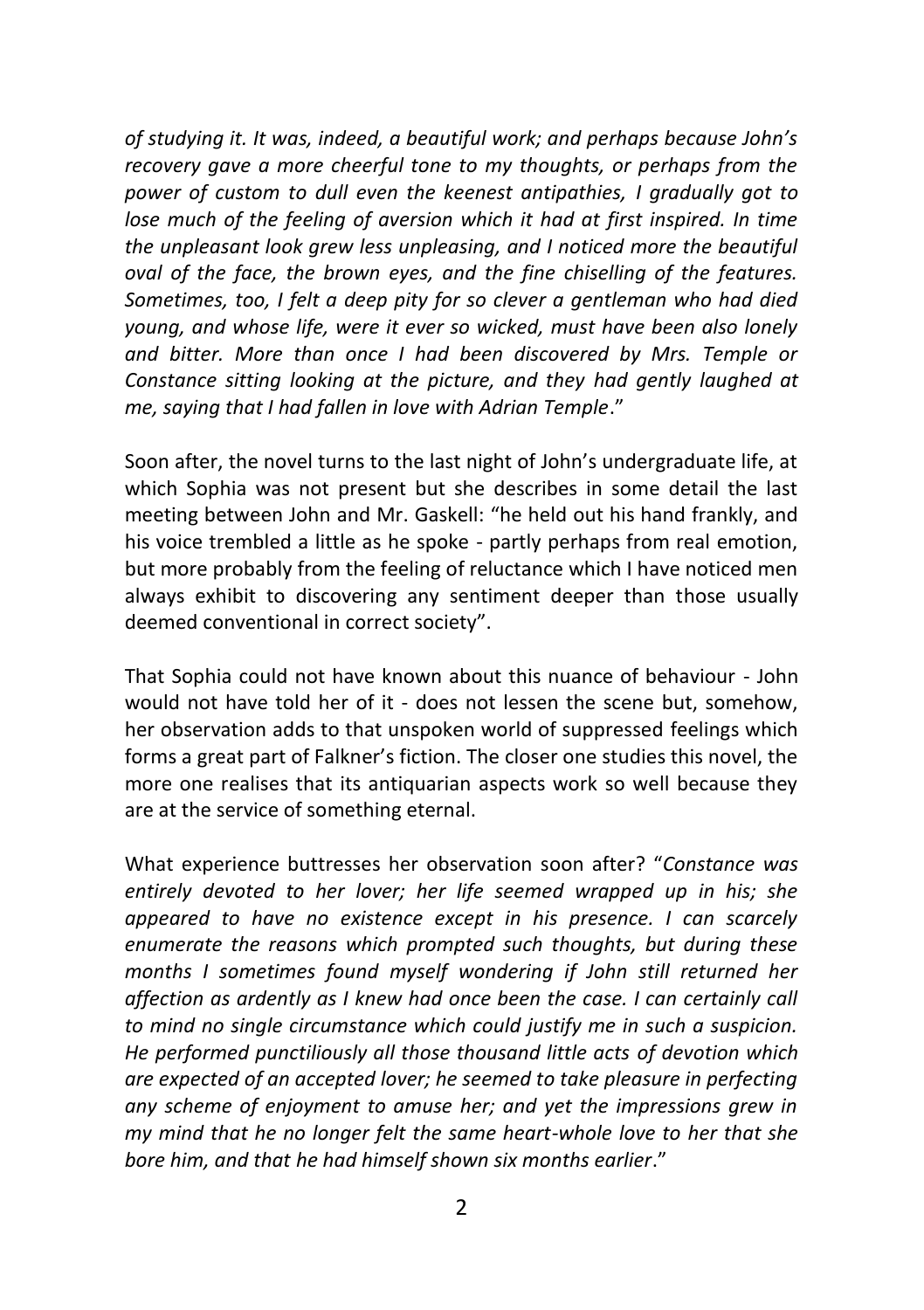*of studying it. It was, indeed, a beautiful work; and perhaps because John's recovery gave a more cheerful tone to my thoughts, or perhaps from the power of custom to dull even the keenest antipathies, I gradually got to lose much of the feeling of aversion which it had at first inspired. In time the unpleasant look grew less unpleasing, and I noticed more the beautiful oval of the face, the brown eyes, and the fine chiselling of the features. Sometimes, too, I felt a deep pity for so clever a gentleman who had died young, and whose life, were it ever so wicked, must have been also lonely and bitter. More than once I had been discovered by Mrs. Temple or Constance sitting looking at the picture, and they had gently laughed at me, saying that I had fallen in love with Adrian Temple*."

Soon after, the novel turns to the last night of John's undergraduate life, at which Sophia was not present but she describes in some detail the last meeting between John and Mr. Gaskell: "he held out his hand frankly, and his voice trembled a little as he spoke - partly perhaps from real emotion, but more probably from the feeling of reluctance which I have noticed men always exhibit to discovering any sentiment deeper than those usually deemed conventional in correct society".

That Sophia could not have known about this nuance of behaviour - John would not have told her of it - does not lessen the scene but, somehow, her observation adds to that unspoken world of suppressed feelings which forms a great part of Falkner's fiction. The closer one studies this novel, the more one realises that its antiquarian aspects work so well because they are at the service of something eternal.

What experience buttresses her observation soon after? "*Constance was entirely devoted to her lover; her life seemed wrapped up in his; she appeared to have no existence except in his presence. I can scarcely enumerate the reasons which prompted such thoughts, but during these months I sometimes found myself wondering if John still returned her affection as ardently as I knew had once been the case. I can certainly call to mind no single circumstance which could justify me in such a suspicion. He performed punctiliously all those thousand little acts of devotion which are expected of an accepted lover; he seemed to take pleasure in perfecting any scheme of enjoyment to amuse her; and yet the impressions grew in my mind that he no longer felt the same heart-whole love to her that she bore him, and that he had himself shown six months earlier*."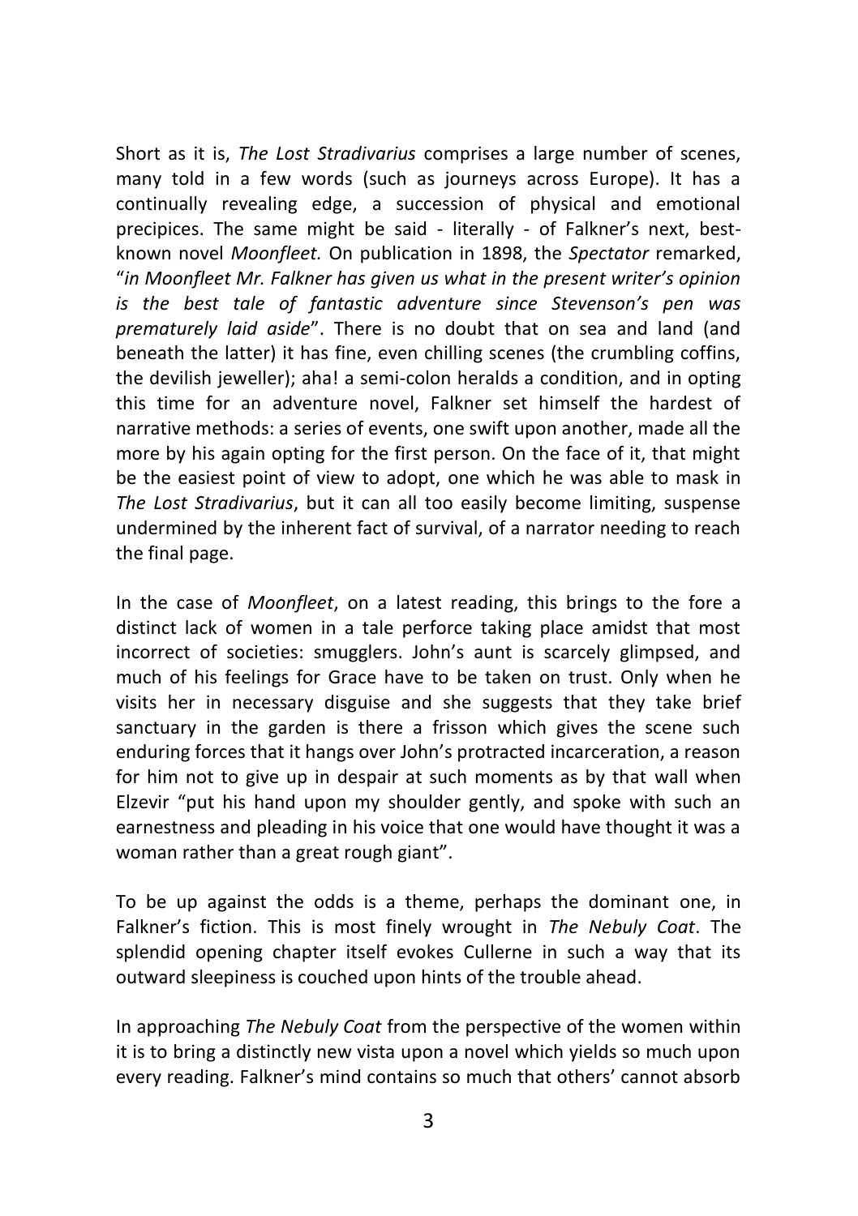Short as it is, *The Lost Stradivarius* comprises a large number of scenes, many told in a few words (such as journeys across Europe). It has a continually revealing edge, a succession of physical and emotional precipices. The same might be said - literally - of Falkner's next, best-known novel *Moonfleet.* On publication in 1898, the *Spectator* remarked, "*in Moonfleet Mr. Falkner has given us what in the present writer's opinion is the best tale of fantastic adventure since Stevenson's pen was prematurely laid aside*". There is no doubt that on sea and land (and beneath the latter) it has fine, even chilling scenes (the crumbling coffins, the devilish jeweller); aha! a semi-colon heralds a condition, and in opting this time for an adventure novel, Falkner set himself the hardest of narrative methods: a series of events, one swift upon another, made all the more by his again opting for the first person. On the face of it, that might be the easiest point of view to adopt, one which he was able to mask in *The Lost Stradivarius*, but it can all too easily become limiting, suspense undermined by the inherent fact of survival, of a narrator needing to reach the final page.

In the case of *Moonfleet*, on a latest reading, this brings to the fore a distinct lack of women in a tale perforce taking place amidst that most incorrect of societies: smugglers. John's aunt is scarcely glimpsed, and much of his feelings for Grace have to be taken on trust. Only when he visits her in necessary disguise and she suggests that they take brief sanctuary in the garden is there a frisson which gives the scene such enduring forces that it hangs over John's protracted incarceration, a reason for him not to give up in despair at such moments as by that wall when Elzevir "put his hand upon my shoulder gently, and spoke with such an earnestness and pleading in his voice that one would have thought it was a woman rather than a great rough giant".

To be up against the odds is a theme, perhaps the dominant one, in Falkner's fiction. This is most finely wrought in *The Nebuly Coat*. The splendid opening chapter itself evokes Cullerne in such a way that its outward sleepiness is couched upon hints of the trouble ahead.

In approaching *The Nebuly Coat* from the perspective of the women within it is to bring a distinctly new vista upon a novel which yields so much upon every reading. Falkner's mind contains so much that others' cannot absorb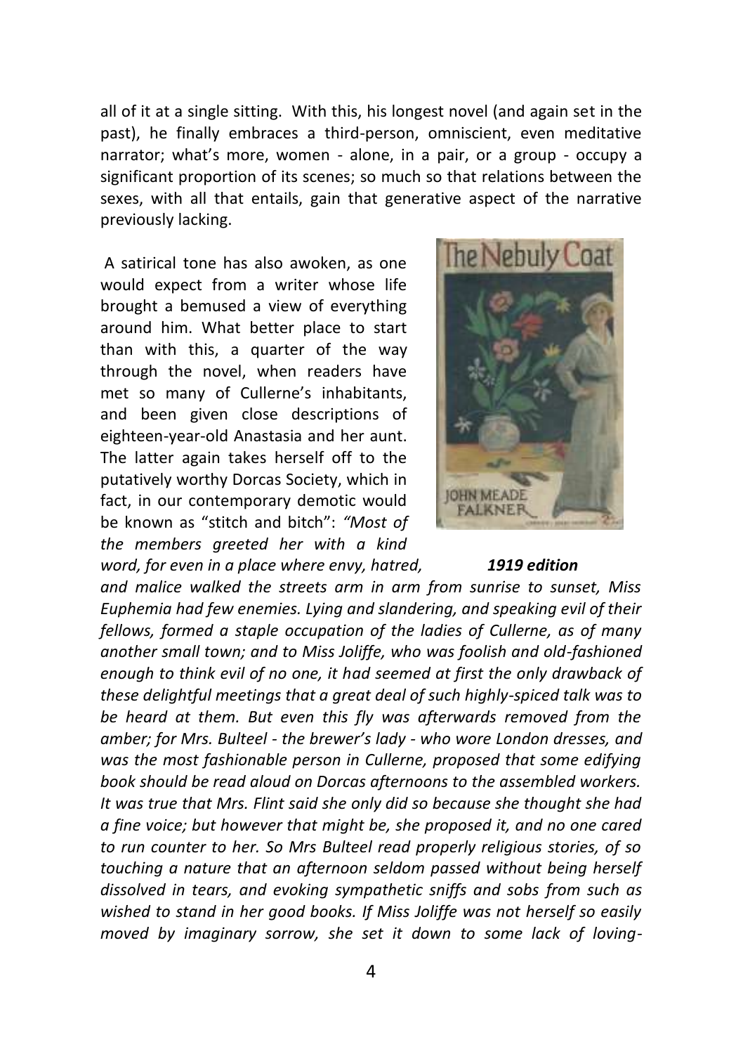all of it at a single sitting. With this, his longest novel (and again set in the past), he finally embraces a third-person, omniscient, even meditative narrator; what's more, women - alone, in a pair, or a group - occupy a significant proportion of its scenes; so much so that relations between the sexes, with all that entails, gain that generative aspect of the narrative previously lacking.

A satirical tone has also awoken, as one would expect from a writer whose life brought a bemused a view of everything around him. What better place to start than with this, a quarter of the way through the novel, when readers have met so many of Cullerne's inhabitants, and been given close descriptions of eighteen-year-old Anastasia and her aunt. The latter again takes herself off to the putatively worthy Dorcas Society, which in fact, in our contemporary demotic would be known as "stitch and bitch": *"Most of the members greeted her with a kind word, for even in a place where envy, hatred, and malice walked the streets arm in arm from sunrise to sunset, Miss Euphemia had few enemies. Lying and slandering, and speaking evil of their fellows, formed a staple occupation of the ladies of Cullerne, as of many another small town; and to Miss Joliffe, who was foolish and old-fashioned enough to think evil of no one, it had seemed at first the only drawback of these delightful meetings that a great deal of such highly-spiced talk was to be heard at them. But even this fly was afterwards removed from the amber; for Mrs. Bulteel - the brewer's lady - who wore London dresses, and was the most fashionable person in Cullerne, proposed that some edifying book should be read aloud on Dorcas afternoons to the assembled workers. It was true that Mrs. Flint said she only did so because she thought she had a fine voice; but however that might be, she proposed it, and no one cared to run counter to her. So Mrs Bulteel read properly religious stories, of so touching a nature that an afternoon seldom passed without being herself dissolved in tears, and evoking sympathetic sniffs and sobs from such as wished to stand in her good books. If Miss Joliffe was not herself so easily moved by imaginary sorrow, she set it down to some lack of loving-*

***1919 edition***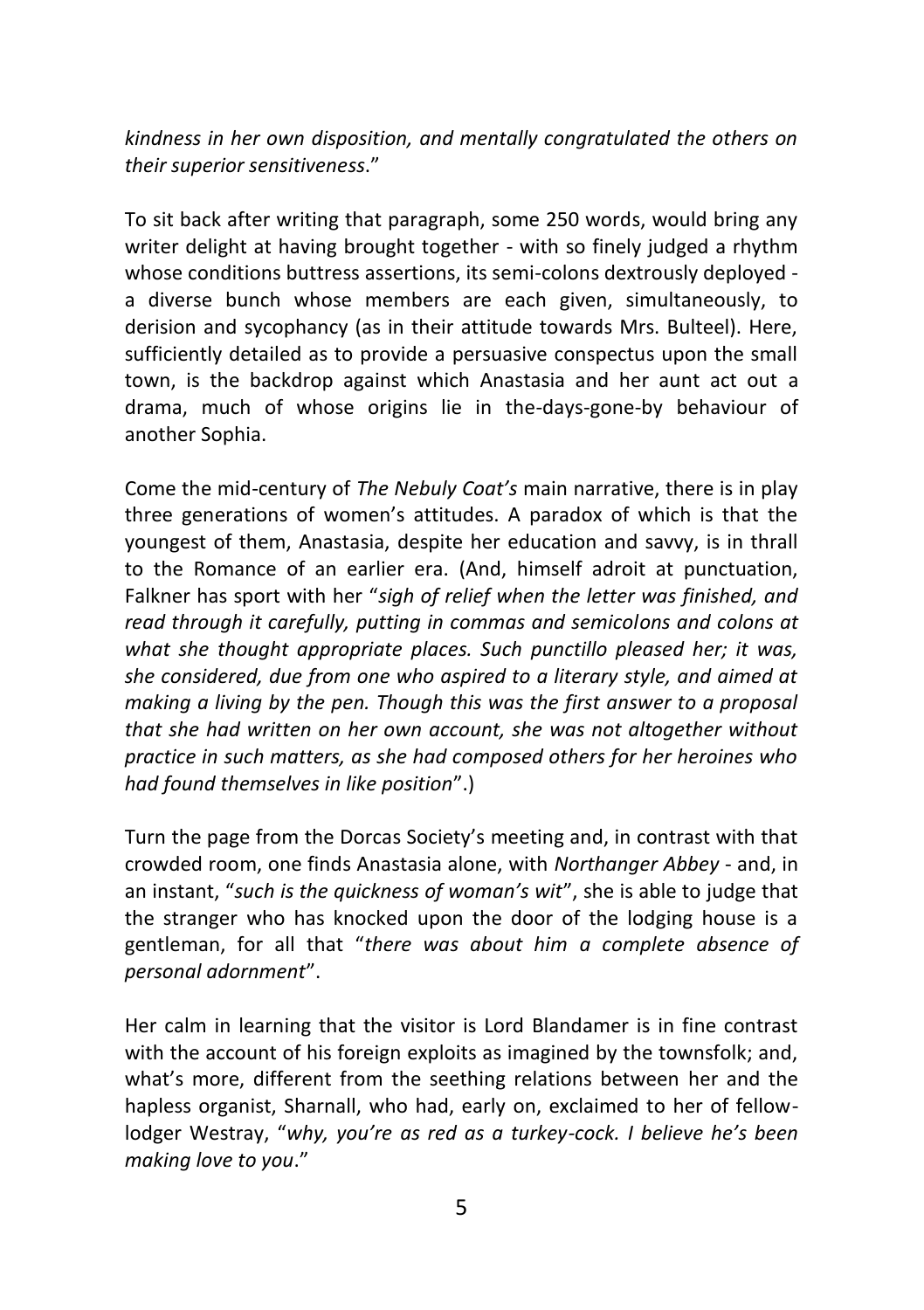*kindness in her own disposition, and mentally congratulated the others on their superior sensitiveness*."

To sit back after writing that paragraph, some 250 words, would bring any writer delight at having brought together - with so finely judged a rhythm whose conditions buttress assertions, its semi-colons dextrously deployed - a diverse bunch whose members are each given, simultaneously, to derision and sycophancy (as in their attitude towards Mrs. Bulteel). Here, sufficiently detailed as to provide a persuasive conspectus upon the small town, is the backdrop against which Anastasia and her aunt act out a drama, much of whose origins lie in the-days-gone-by behaviour of another Sophia.

Come the mid-century of *The Nebuly Coat's* main narrative, there is in play three generations of women's attitudes. A paradox of which is that the youngest of them, Anastasia, despite her education and savvy, is in thrall to the Romance of an earlier era. (And, himself adroit at punctuation, Falkner has sport with her "*sigh of relief when the letter was finished, and read through it carefully, putting in commas and semicolons and colons at what she thought appropriate places. Such punctillo pleased her; it was, she considered, due from one who aspired to a literary style, and aimed at making a living by the pen. Though this was the first answer to a proposal that she had written on her own account, she was not altogether without practice in such matters, as she had composed others for her heroines who had found themselves in like position*".)

Turn the page from the Dorcas Society's meeting and, in contrast with that crowded room, one finds Anastasia alone, with *Northanger Abbey* - and, in an instant, "*such is the quickness of woman's wit*", she is able to judge that the stranger who has knocked upon the door of the lodging house is a gentleman, for all that "*there was about him a complete absence of personal adornment*".

Her calm in learning that the visitor is Lord Blandamer is in fine contrast with the account of his foreign exploits as imagined by the townsfolk; and, what's more, different from the seething relations between her and the hapless organist, Sharnall, who had, early on, exclaimed to her of fellow-lodger Westray, "*why, you're as red as a turkey-cock. I believe he's been making love to you*."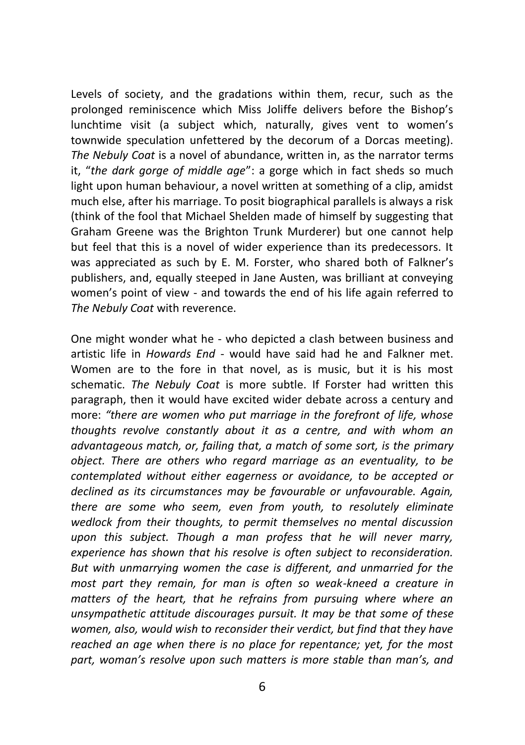Levels of society, and the gradations within them, recur, such as the prolonged reminiscence which Miss Joliffe delivers before the Bishop's lunchtime visit (a subject which, naturally, gives vent to women's townwide speculation unfettered by the decorum of a Dorcas meeting). *The Nebuly Coat* is a novel of abundance, written in, as the narrator terms it, "*the dark gorge of middle age*": a gorge which in fact sheds so much light upon human behaviour, a novel written at something of a clip, amidst much else, after his marriage. To posit biographical parallels is always a risk (think of the fool that Michael Shelden made of himself by suggesting that Graham Greene was the Brighton Trunk Murderer) but one cannot help but feel that this is a novel of wider experience than its predecessors. It was appreciated as such by E. M. Forster, who shared both of Falkner's publishers, and, equally steeped in Jane Austen, was brilliant at conveying women's point of view - and towards the end of his life again referred to *The Nebuly Coat* with reverence.

One might wonder what he - who depicted a clash between business and artistic life in *Howards End* - would have said had he and Falkner met. Women are to the fore in that novel, as is music, but it is his most schematic. *The Nebuly Coat* is more subtle. If Forster had written this paragraph, then it would have excited wider debate across a century and more: *"there are women who put marriage in the forefront of life, whose thoughts revolve constantly about it as a centre, and with whom an advantageous match, or, failing that, a match of some sort, is the primary object. There are others who regard marriage as an eventuality, to be contemplated without either eagerness or avoidance, to be accepted or declined as its circumstances may be favourable or unfavourable. Again, there are some who seem, even from youth, to resolutely eliminate wedlock from their thoughts, to permit themselves no mental discussion upon this subject. Though a man profess that he will never marry, experience has shown that his resolve is often subject to reconsideration. But with unmarrying women the case is different, and unmarried for the most part they remain, for man is often so weak-kneed a creature in matters of the heart, that he refrains from pursuing where where an unsympathetic attitude discourages pursuit. It may be that some of these women, also, would wish to reconsider their verdict, but find that they have reached an age when there is no place for repentance; yet, for the most part, woman's resolve upon such matters is more stable than man's, and*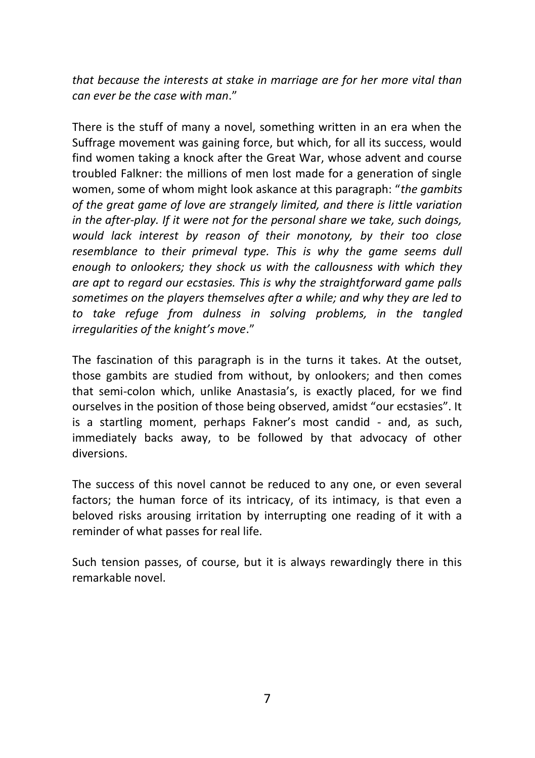*that because the interests at stake in marriage are for her more vital than can ever be the case with man*."

There is the stuff of many a novel, something written in an era when the Suffrage movement was gaining force, but which, for all its success, would find women taking a knock after the Great War, whose advent and course troubled Falkner: the millions of men lost made for a generation of single women, some of whom might look askance at this paragraph: "*the gambits of the great game of love are strangely limited, and there is little variation in the after-play. If it were not for the personal share we take, such doings, would lack interest by reason of their monotony, by their too close resemblance to their primeval type. This is why the game seems dull enough to onlookers; they shock us with the callousness with which they are apt to regard our ecstasies. This is why the straightforward game palls sometimes on the players themselves after a while; and why they are led to to take refuge from dulness in solving problems, in the tangled irregularities of the knight's move*."

The fascination of this paragraph is in the turns it takes. At the outset, those gambits are studied from without, by onlookers; and then comes that semi-colon which, unlike Anastasia's, is exactly placed, for we find ourselves in the position of those being observed, amidst "our ecstasies". It is a startling moment, perhaps Fakner's most candid - and, as such, immediately backs away, to be followed by that advocacy of other diversions.

The success of this novel cannot be reduced to any one, or even several factors; the human force of its intricacy, of its intimacy, is that even a beloved risks arousing irritation by interrupting one reading of it with a reminder of what passes for real life.

Such tension passes, of course, but it is always rewardingly there in this remarkable novel.